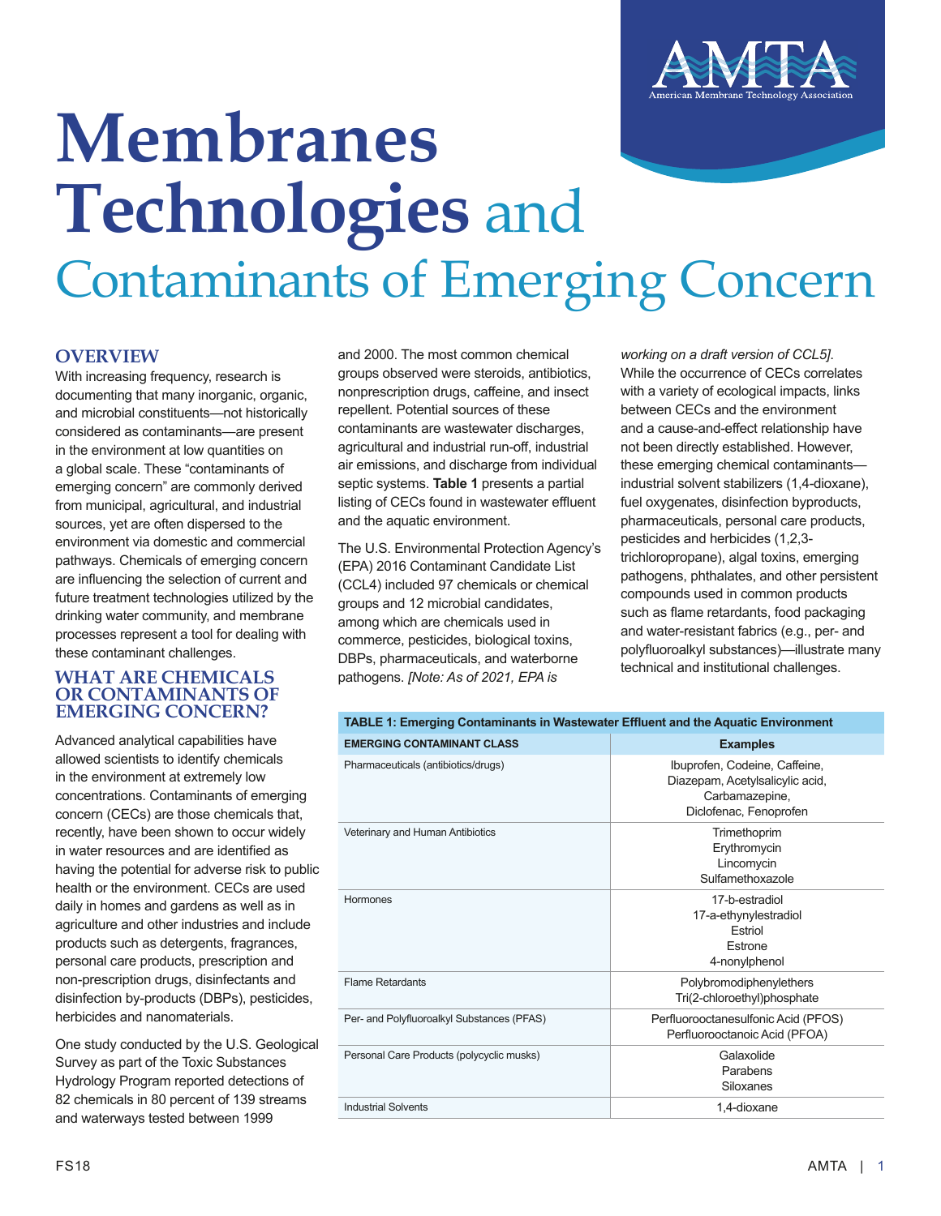# Membranes Technologies and Contaminants of Emerging Concern

## OVERVIEW

With increasing frequency, research is documenting that many inorganic, organic, and microbial constituents—not historically considered as contaminants—are present in the environment at low quantities on a global scale. These "contaminants of emerging concern" are commonly derived from municipal, agricultural, and industrial sources, yet are often dispersed to the environment via domestic and commercial pathways. Chemicals of emerging concern are influencing the selection of current and future treatment technologies utilized by the drinking water community, and membrane processes represent a tool for dealing with these contaminant challenges.

## WHAT ARE CHEMICALS OR CONTAMINANTS OF EMERGING CONCERN?

Advanced analytical capabilities have allowed scientists to identify chemicals in the environment at extremely low concentrations. Contaminants of emerging concern (CECs) are those chemicals that, recently, have been shown to occur widely in water resources and are identified as having the potential for adverse risk to public health or the environment. CECs are used daily in homes and gardens as well as in agriculture and other industries and include products such as detergents, fragrances, personal care products, prescription and non-prescription drugs, disinfectants and disinfection by-products (DBPs), pesticides, herbicides and nanomaterials.

One study conducted by the U.S. Geological Survey as part of the Toxic Substances Hydrology Program reported detections of 82 chemicals in 80 percent of 139 streams and waterways tested between 1999 and 2000. The most common chemical groups observed were steroids, antibiotics, nonprescription drugs, caffeine, and insect repellent. Potential sources of these contaminants are wastewater discharges, agricultural and industrial run-off, industrial air emissions, and discharge from individual septic systems. **Table 1** presents a partial listing of CECs found in wastewater effluent and the aquatic environment.

The U.S. Environmental Protection Agency's (EPA) 2016 Contaminant Candidate List (CCL4) included 97 chemicals or chemical groups and 12 microbial candidates, among which are chemicals used in commerce, pesticides, biological toxins, DBPs, pharmaceuticals, and waterborne pathogens. *[Note: As of 2021, EPA is working on a draft version of CCL5].* While the occurrence of CECs correlates with a variety of ecological impacts, links between CECs and the environment and a cause-and-effect relationship have not been directly established. However, these emerging chemical contaminants—industrial solvent stabilizers (1,4-dioxane), fuel oxygenates, disinfection byproducts, pharmaceuticals, personal care products, pesticides and herbicides (1,2,3-trichloropropane), algal toxins, emerging pathogens, phthalates, and other persistent compounds used in common products such as flame retardants, food packaging and water-resistant fabrics (e.g., per- and polyfluoroalkyl substances)—illustrate many technical and institutional challenges.

**TABLE 1: Emerging Contaminants in Wastewater Effluent and the Aquatic Environment**

| EMERGING CONTAMINANT CLASS | Examples |
|---|---|
| Pharmaceuticals (antibiotics/drugs) | Ibuprofen, Codeine, Caffeine, Diazepam, Acetylsalicylic acid, Carbamazepine, Diclofenac, Fenoprofen |
| Veterinary and Human Antibiotics | Trimethoprim<br>Erythromycin<br>Lincomycin<br>Sulfamethoxazole |
| Hormones | 17-b-estradiol<br>17-a-ethynylestradiol<br>Estriol<br>Estrone<br>4-nonylphenol |
| Flame Retardants | Polybromodiphenylethers<br>Tri(2-chloroethyl)phosphate |
| Per- and Polyfluoroalkyl Substances (PFAS) | Perfluorooctanesulfonic Acid (PFOS)<br>Perfluorooctanoic Acid (PFOA) |
| Personal Care Products (polycyclic musks) | Galaxolide<br>Parabens<br>Siloxanes |
| Industrial Solvents | 1,4-dioxane |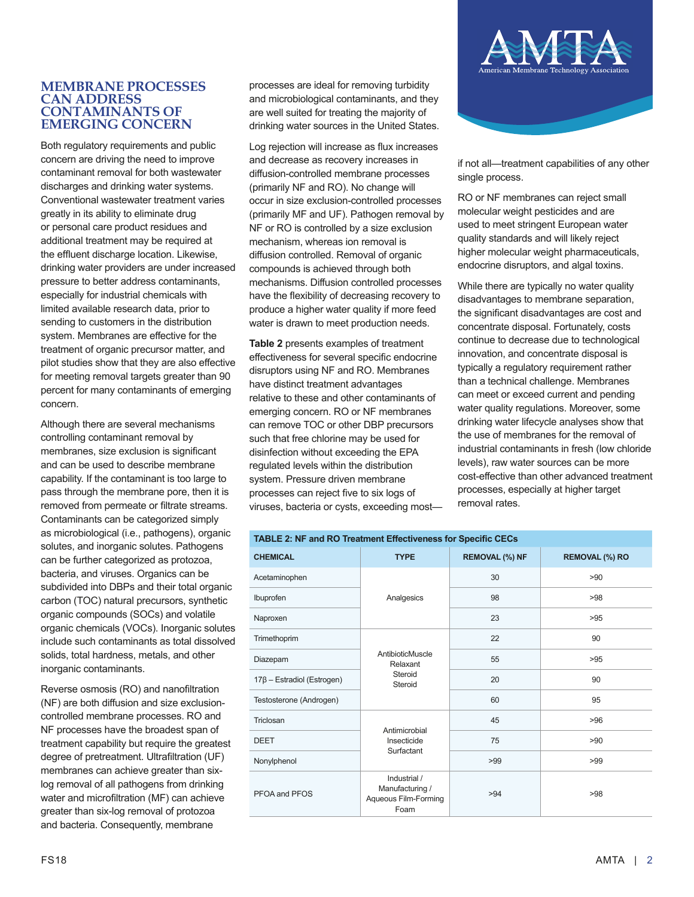## MEMBRANE PROCESSES CAN ADDRESS CONTAMINANTS OF EMERGING CONCERN

Both regulatory requirements and public concern are driving the need to improve contaminant removal for both wastewater discharges and drinking water systems. Conventional wastewater treatment varies greatly in its ability to eliminate drug or personal care product residues and additional treatment may be required at the effluent discharge location. Likewise, drinking water providers are under increased pressure to better address contaminants, especially for industrial chemicals with limited available research data, prior to sending to customers in the distribution system. Membranes are effective for the treatment of organic precursor matter, and pilot studies show that they are also effective for meeting removal targets greater than 90 percent for many contaminants of emerging concern.

Although there are several mechanisms controlling contaminant removal by membranes, size exclusion is significant and can be used to describe membrane capability. If the contaminant is too large to pass through the membrane pore, then it is removed from permeate or filtrate streams. Contaminants can be categorized simply as microbiological (i.e., pathogens), organic solutes, and inorganic solutes. Pathogens can be further categorized as protozoa, bacteria, and viruses. Organics can be subdivided into DBPs and their total organic carbon (TOC) natural precursors, synthetic organic compounds (SOCs) and volatile organic chemicals (VOCs). Inorganic solutes include such contaminants as total dissolved solids, total hardness, metals, and other inorganic contaminants.

Reverse osmosis (RO) and nanofiltration (NF) are both diffusion and size exclusion-controlled membrane processes. RO and NF processes have the broadest span of treatment capability but require the greatest degree of pretreatment. Ultrafiltration (UF) membranes can achieve greater than six-log removal of all pathogens from drinking water and microfiltration (MF) can achieve greater than six-log removal of protozoa and bacteria. Consequently, membrane processes are ideal for removing turbidity and microbiological contaminants, and they are well suited for treating the majority of drinking water sources in the United States.

Log rejection will increase as flux increases and decrease as recovery increases in diffusion-controlled membrane processes (primarily NF and RO). No change will occur in size exclusion-controlled processes (primarily MF and UF). Pathogen removal by NF or RO is controlled by a size exclusion mechanism, whereas ion removal is diffusion controlled. Removal of organic compounds is achieved through both mechanisms. Diffusion controlled processes have the flexibility of decreasing recovery to produce a higher water quality if more feed water is drawn to meet production needs.

**Table 2** presents examples of treatment effectiveness for several specific endocrine disruptors using NF and RO. Membranes have distinct treatment advantages relative to these and other contaminants of emerging concern. RO or NF membranes can remove TOC or other DBP precursors such that free chlorine may be used for disinfection without exceeding the EPA regulated levels within the distribution system. Pressure driven membrane processes can reject five to six logs of viruses, bacteria or cysts, exceeding most—if not all—treatment capabilities of any other single process.

RO or NF membranes can reject small molecular weight pesticides and are used to meet stringent European water quality standards and will likely reject higher molecular weight pharmaceuticals, endocrine disruptors, and algal toxins.

While there are typically no water quality disadvantages to membrane separation, the significant disadvantages are cost and concentrate disposal. Fortunately, costs continue to decrease due to technological innovation, and concentrate disposal is typically a regulatory requirement rather than a technical challenge. Membranes can meet or exceed current and pending water quality regulations. Moreover, some drinking water lifecycle analyses show that the use of membranes for the removal of industrial contaminants in fresh (low chloride levels), raw water sources can be more cost-effective than other advanced treatment processes, especially at higher target removal rates.

**TABLE 2: NF and RO Treatment Effectiveness for Specific CECs**

| CHEMICAL | TYPE | REMOVAL (%) NF | REMOVAL (%) RO |
|---|---|---|---|
| Acetaminophen | Analgesics | 30 | >90 |
| Ibuprofen | | 98 | >98 |
| Naproxen | | 23 | >95 |
| Trimethoprim | AntibioticMuscle Relaxant Steroid Steroid | 22 | 90 |
| Diazepam | | 55 | >95 |
| 17β – Estradiol (Estrogen) | | 20 | 90 |
| Testosterone (Androgen) | | 60 | 95 |
| Triclosan | Antimicrobial Insecticide Surfactant | 45 | >96 |
| DEET | | 75 | >90 |
| Nonylphenol | | >99 | >99 |
| PFOA and PFOS | Industrial / Manufacturing / Aqueous Film-Forming Foam | >94 | >98 |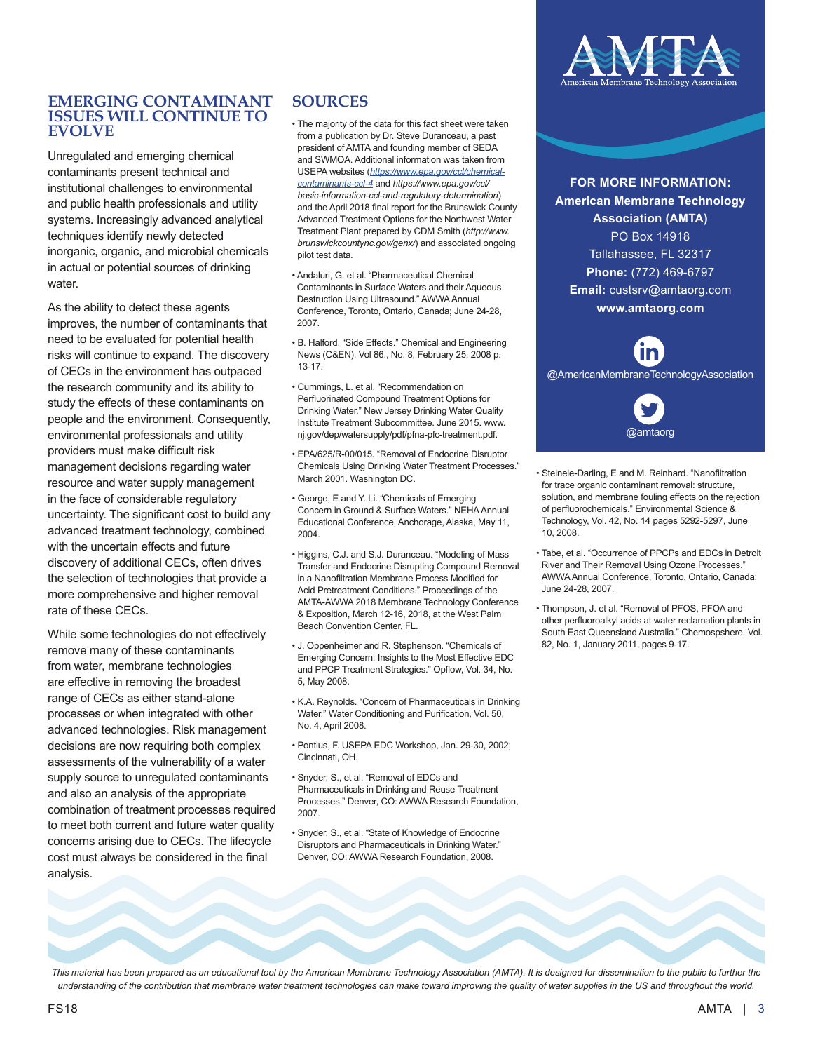## EMERGING CONTAMINANT ISSUES WILL CONTINUE TO EVOLVE

Unregulated and emerging chemical contaminants present technical and institutional challenges to environmental and public health professionals and utility systems. Increasingly advanced analytical techniques identify newly detected inorganic, organic, and microbial chemicals in actual or potential sources of drinking water.

As the ability to detect these agents improves, the number of contaminants that need to be evaluated for potential health risks will continue to expand. The discovery of CECs in the environment has outpaced the research community and its ability to study the effects of these contaminants on people and the environment. Consequently, environmental professionals and utility providers must make difficult risk management decisions regarding water resource and water supply management in the face of considerable regulatory uncertainty. The significant cost to build any advanced treatment technology, combined with the uncertain effects and future discovery of additional CECs, often drives the selection of technologies that provide a more comprehensive and higher removal rate of these CECs.

While some technologies do not effectively remove many of these contaminants from water, membrane technologies are effective in removing the broadest range of CECs as either stand-alone processes or when integrated with other advanced technologies. Risk management decisions are now requiring both complex assessments of the vulnerability of a water supply source to unregulated contaminants and also an analysis of the appropriate combination of treatment processes required to meet both current and future water quality concerns arising due to CECs. The lifecycle cost must always be considered in the final analysis.

## SOURCES

- The majority of the data for this fact sheet were taken from a publication by Dr. Steve Duranceau, a past president of AMTA and founding member of SEDA and SWMOA. Additional information was taken from USEPA websites (*https://www.epa.gov/ccl/chemical-contaminants-ccl-4* and *https://www.epa.gov/ccl/basic-information-ccl-and-regulatory-determination*) and the April 2018 final report for the Brunswick County Advanced Treatment Options for the Northwest Water Treatment Plant prepared by CDM Smith (*http://www.brunswickcountync.gov/genx/*) and associated ongoing pilot test data.
- Andaluri, G. et al. "Pharmaceutical Chemical Contaminants in Surface Waters and their Aqueous Destruction Using Ultrasound." AWWA Annual Conference, Toronto, Ontario, Canada; June 24-28, 2007.
- B. Halford. "Side Effects." Chemical and Engineering News (C&EN). Vol 86., No. 8, February 25, 2008 p. 13-17.
- Cummings, L. et al. "Recommendation on Perfluorinated Compound Treatment Options for Drinking Water." New Jersey Drinking Water Quality Institute Treatment Subcommittee. June 2015. www.nj.gov/dep/watersupply/pdf/pfna-pfc-treatment.pdf.
- EPA/625/R-00/015. "Removal of Endocrine Disruptor Chemicals Using Drinking Water Treatment Processes." March 2001. Washington DC.
- George, E and Y. Li. "Chemicals of Emerging Concern in Ground & Surface Waters." NEHA Annual Educational Conference, Anchorage, Alaska, May 11, 2004.
- Higgins, C.J. and S.J. Duranceau. "Modeling of Mass Transfer and Endocrine Disrupting Compound Removal in a Nanofiltration Membrane Process Modified for Acid Pretreatment Conditions." Proceedings of the AMTA-AWWA 2018 Membrane Technology Conference & Exposition, March 12-16, 2018, at the West Palm Beach Convention Center, FL.
- J. Oppenheimer and R. Stephenson. "Chemicals of Emerging Concern: Insights to the Most Effective EDC and PPCP Treatment Strategies." Opflow, Vol. 34, No. 5, May 2008.
- K.A. Reynolds. "Concern of Pharmaceuticals in Drinking Water." Water Conditioning and Purification, Vol. 50, No. 4, April 2008.
- Pontius, F. USEPA EDC Workshop, Jan. 29-30, 2002; Cincinnati, OH.
- Snyder, S., et al. "Removal of EDCs and Pharmaceuticals in Drinking and Reuse Treatment Processes." Denver, CO: AWWA Research Foundation, 2007.
- Snyder, S., et al. "State of Knowledge of Endocrine Disruptors and Pharmaceuticals in Drinking Water." Denver, CO: AWWA Research Foundation, 2008.
- Steinele-Darling, E and M. Reinhard. "Nanofiltration for trace organic contaminant removal: structure, solution, and membrane fouling effects on the rejection of perfluorochemicals." Environmental Science & Technology, Vol. 42, No. 14 pages 5292-5297, June 10, 2008.
- Tabe, et al. "Occurrence of PPCPs and EDCs in Detroit River and Their Removal Using Ozone Processes." AWWA Annual Conference, Toronto, Ontario, Canada; June 24-28, 2007.
- Thompson, J. et al. "Removal of PFOS, PFOA and other perfluoroalkyl acids at water reclamation plants in South East Queensland Australia." Chemospshere. Vol. 82, No. 1, January 2011, pages 9-17.

AMTA
American Membrane Technology Association

**FOR MORE INFORMATION:**
**American Membrane Technology Association (AMTA)**
PO Box 14918
Tallahassee, FL 32317
**Phone:** (772) 469-6797
**Email:** custsrv@amtaorg.com
**www.amtaorg.com**

@AmericanMembraneTechnologyAssociation

@amtaorg

*This material has been prepared as an educational tool by the American Membrane Technology Association (AMTA). It is designed for dissemination to the public to further the understanding of the contribution that membrane water treatment technologies can make toward improving the quality of water supplies in the US and throughout the world.*